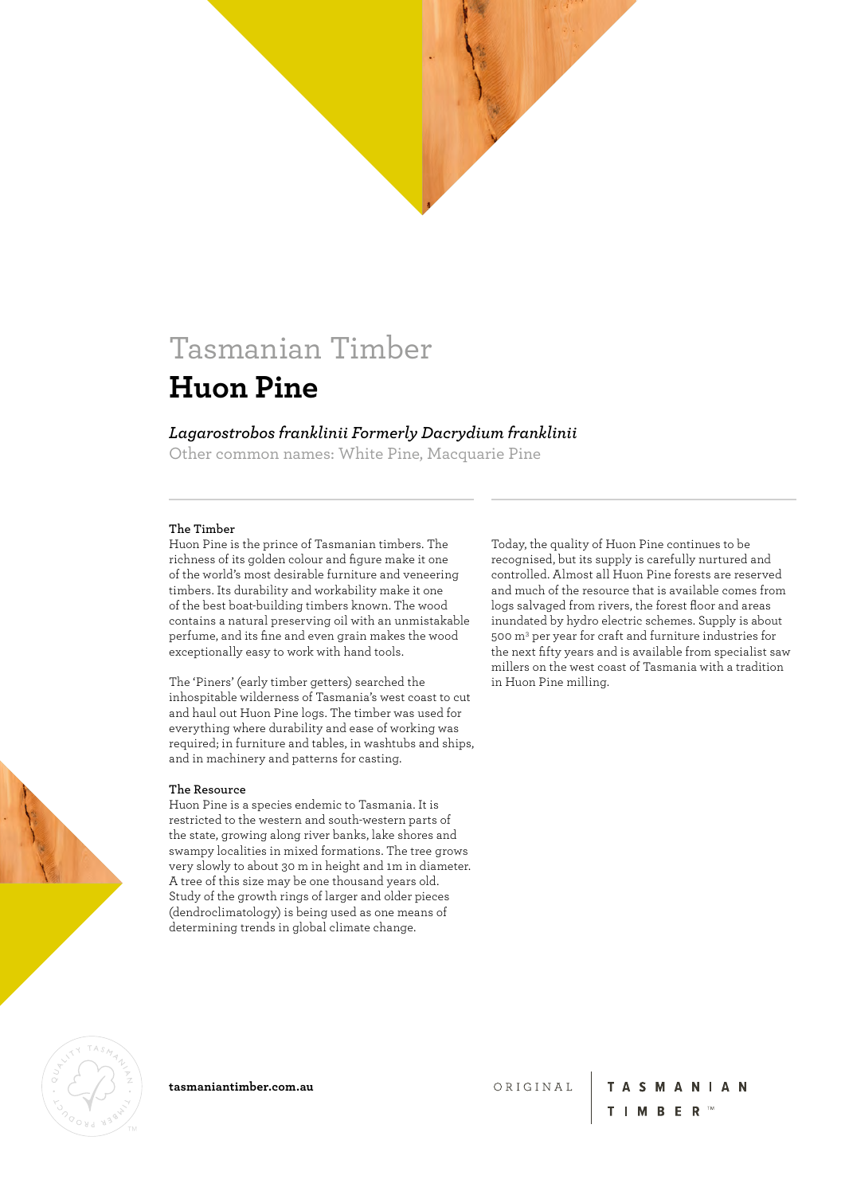Tasmanian Timber

# Huon Pine

*Lagarostrobos franklinii Formerly Dacrydium franklinii*

Other common names: White Pine, Macquarie Pine

### The Timber

Huon Pine is the prince of Tasmanian timbers. The richness of its golden colour and figure make it one of the world's most desirable furniture and veneering timbers. Its durability and workability make it one of the best boat-building timbers known. The wood contains a natural preserving oil with an unmistakable perfume, and its fine and even grain makes the wood exceptionally easy to work with hand tools.

The 'Piners' (early timber getters) searched the inhospitable wilderness of Tasmania's west coast to cut and haul out Huon Pine logs. The timber was used for everything where durability and ease of working was required; in furniture and tables, in washtubs and ships, and in machinery and patterns for casting.

### The Resource

Huon Pine is a species endemic to Tasmania. It is restricted to the western and south-western parts of the state, growing along river banks, lake shores and swampy localities in mixed formations. The tree grows very slowly to about 30 m in height and 1m in diameter. A tree of this size may be one thousand years old. Study of the growth rings of larger and older pieces (dendroclimatology) is being used as one means of determining trends in global climate change.

Today, the quality of Huon Pine continues to be recognised, but its supply is carefully nurtured and controlled. Almost all Huon Pine forests are reserved and much of the resource that is available comes from logs salvaged from rivers, the forest floor and areas inundated by hydro electric schemes. Supply is about 500 $m^3$ per year for craft and furniture industries for the next fifty years and is available from specialist saw millers on the west coast of Tasmania with a tradition in Huon Pine milling.

**tasmaniantimber.com.au**

ORIGINAL TASMANIAN TIMBER™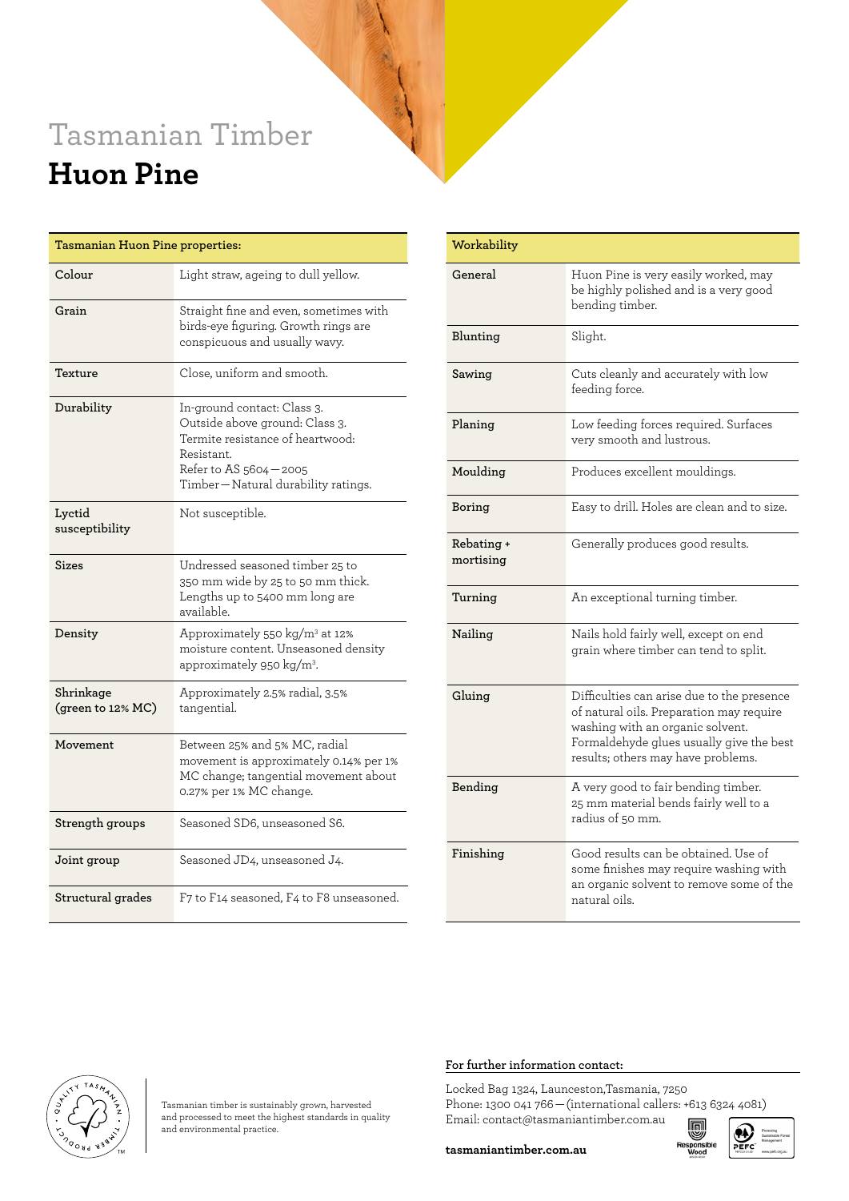# Tasmanian Timber

## Huon Pine

| Tasmanian Huon Pine properties: | |
|---|---|
| Colour | Light straw, ageing to dull yellow. |
| Grain | Straight fine and even, sometimes with birds-eye figuring. Growth rings are conspicuous and usually wavy. |
| Texture | Close, uniform and smooth. |
| Durability | In-ground contact: Class 3.<br>Outside above ground: Class 3.<br>Termite resistance of heartwood: Resistant.<br>Refer to AS 5604—2005 Timber—Natural durability ratings. |
| Lyctid susceptibility | Not susceptible. |
| Sizes | Undressed seasoned timber 25 to 350 mm wide by 25 to 50 mm thick. Lengths up to 5400 mm long are available. |
| Density | Approximately 550 kg/m³ at 12% moisture content. Unseasoned density approximately 950 kg/m³. |
| Shrinkage (green to 12% MC) | Approximately 2.5% radial, 3.5% tangential. |
| Movement | Between 25% and 5% MC, radial movement is approximately 0.14% per 1% MC change; tangential movement about 0.27% per 1% MC change. |
| Strength groups | Seasoned SD6, unseasoned S6. |
| Joint group | Seasoned JD4, unseasoned J4. |
| Structural grades | F7 to F14 seasoned, F4 to F8 unseasoned. |

| Workability | |
|---|---|
| General | Huon Pine is very easily worked, may be highly polished and is a very good bending timber. |
| Blunting | Slight. |
| Sawing | Cuts cleanly and accurately with low feeding force. |
| Planing | Low feeding forces required. Surfaces very smooth and lustrous. |
| Moulding | Produces excellent mouldings. |
| Boring | Easy to drill. Holes are clean and to size. |
| Rebating + mortising | Generally produces good results. |
| Turning | An exceptional turning timber. |
| Nailing | Nails hold fairly well, except on end grain where timber can tend to split. |
| Gluing | Difficulties can arise due to the presence of natural oils. Preparation may require washing with an organic solvent. Formaldehyde glues usually give the best results; others may have problems. |
| Bending | A very good to fair bending timber. 25 mm material bends fairly well to a radius of 50 mm. |
| Finishing | Good results can be obtained. Use of some finishes may require washing with an organic solvent to remove some of the natural oils. |

Tasmanian timber is sustainably grown, harvested and processed to meet the highest standards in quality and environmental practice.

**For further information contact:**

Locked Bag 1324, Launceston, Tasmania, 7250
Phone: 1300 041 766 — (international callers: +613 6324 4081)
Email: contact@tasmaniantimber.com.au

**tasmaniantimber.com.au**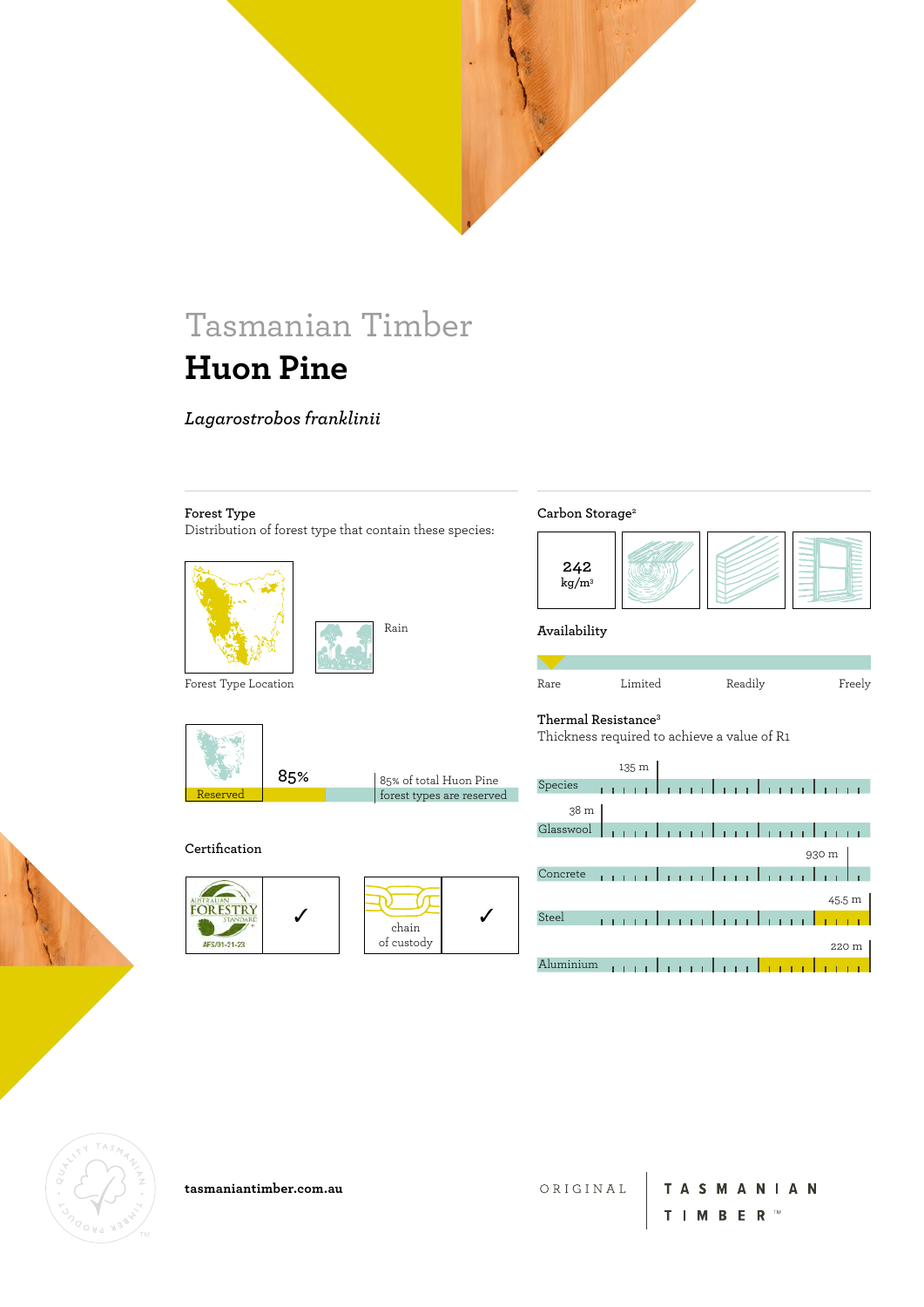Tasmanian Timber

# Huon Pine

*Lagarostrobos franklinii*

### Forest Type

Distribution of forest type that contain these species:

Forest Type Location

Rain

Reserved

85%

85% of total Huon Pine forest types are reserved

### Certification

AUSTRALIAN FORESTRY STANDARD AFS/01-21-23 ✓

chain of custody ✓

### Carbon Storage[2]

242 kg/m[3]

### Availability

Rare | Limited | Readily | Freely

### Thermal Resistance[3]

Thickness required to achieve a value of R1

| Material | Thickness |
|---|---|
| Species | 135 m |
| Glasswool | 38 m |
| Concrete | 930 m |
| Steel | 45.5 m |
| Aluminium | 220 m |

tasmaniantimber.com.au

ORIGINAL TASMANIAN TIMBER™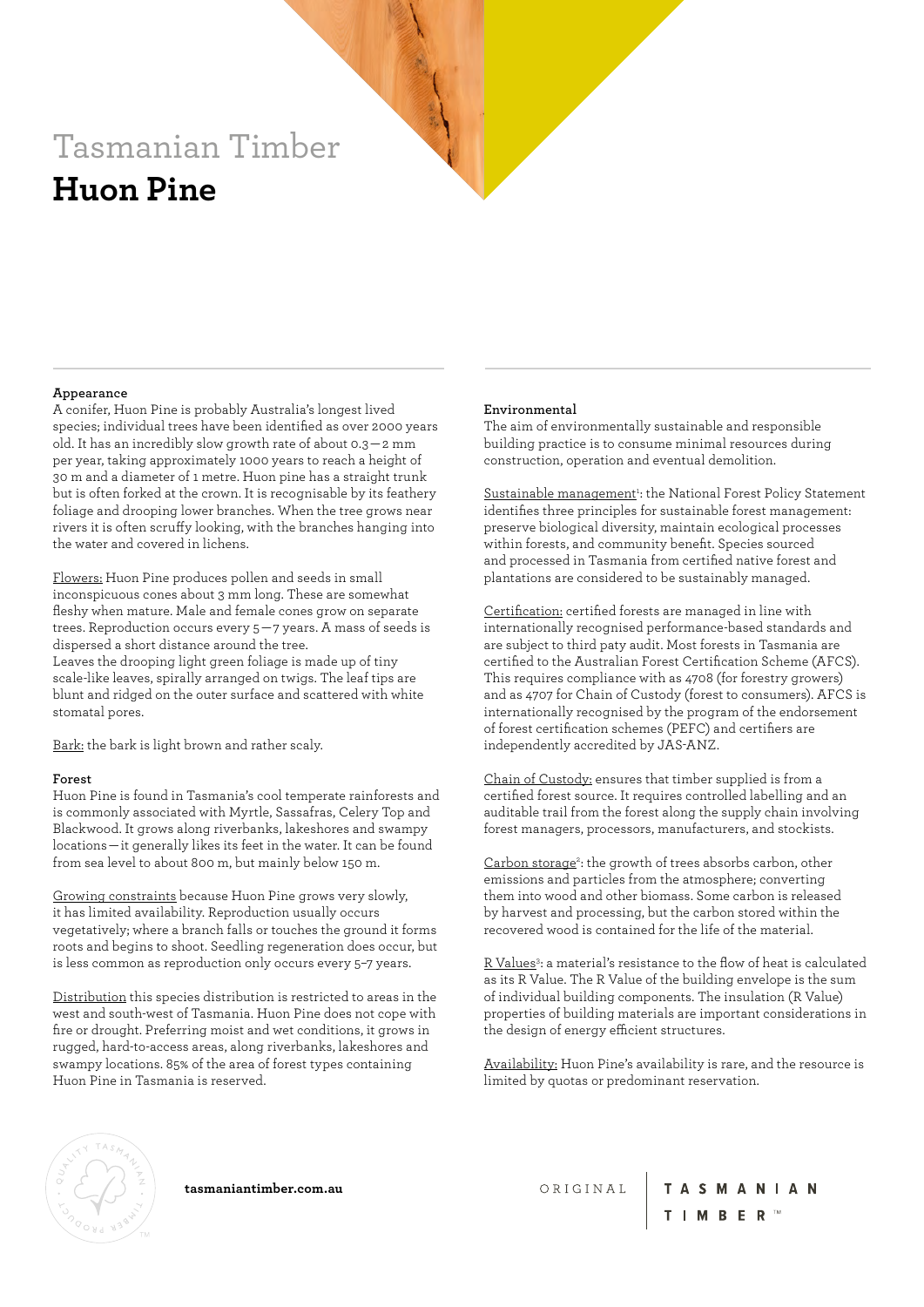# Tasmanian Timber
## Huon Pine

### Appearance

A conifer, Huon Pine is probably Australia's longest lived species; individual trees have been identified as over 2000 years old. It has an incredibly slow growth rate of about 0.3—2 mm per year, taking approximately 1000 years to reach a height of 30 m and a diameter of 1 metre. Huon pine has a straight trunk but is often forked at the crown. It is recognisable by its feathery foliage and drooping lower branches. When the tree grows near rivers it is often scruffy looking, with the branches hanging into the water and covered in lichens.

Flowers: Huon Pine produces pollen and seeds in small inconspicuous cones about 3 mm long. These are somewhat fleshy when mature. Male and female cones grow on separate trees. Reproduction occurs every 5—7 years. A mass of seeds is dispersed a short distance around the tree.
Leaves the drooping light green foliage is made up of tiny scale-like leaves, spirally arranged on twigs. The leaf tips are blunt and ridged on the outer surface and scattered with white stomatal pores.

Bark: the bark is light brown and rather scaly.

### Forest

Huon Pine is found in Tasmania's cool temperate rainforests and is commonly associated with Myrtle, Sassafras, Celery Top and Blackwood. It grows along riverbanks, lakeshores and swampy locations—it generally likes its feet in the water. It can be found from sea level to about 800 m, but mainly below 150 m.

Growing constraints because Huon Pine grows very slowly, it has limited availability. Reproduction usually occurs vegetatively; where a branch falls or touches the ground it forms roots and begins to shoot. Seedling regeneration does occur, but is less common as reproduction only occurs every 5–7 years.

Distribution this species distribution is restricted to areas in the west and south-west of Tasmania. Huon Pine does not cope with fire or drought. Preferring moist and wet conditions, it grows in rugged, hard-to-access areas, along riverbanks, lakeshores and swampy locations. 85% of the area of forest types containing Huon Pine in Tasmania is reserved.

### Environmental

The aim of environmentally sustainable and responsible building practice is to consume minimal resources during construction, operation and eventual demolition.

Sustainable management[1]: the National Forest Policy Statement identifies three principles for sustainable forest management: preserve biological diversity, maintain ecological processes within forests, and community benefit. Species sourced and processed in Tasmania from certified native forest and plantations are considered to be sustainably managed.

Certification: certified forests are managed in line with internationally recognised performance-based standards and are subject to third paty audit. Most forests in Tasmania are certified to the Australian Forest Certification Scheme (AFCS). This requires compliance with as 4708 (for forestry growers) and as 4707 for Chain of Custody (forest to consumers). AFCS is internationally recognised by the program of the endorsement of forest certification schemes (PEFC) and certifiers are independently accredited by JAS-ANZ.

Chain of Custody: ensures that timber supplied is from a certified forest source. It requires controlled labelling and an auditable trail from the forest along the supply chain involving forest managers, processors, manufacturers, and stockists.

Carbon storage[2]: the growth of trees absorbs carbon, other emissions and particles from the atmosphere; converting them into wood and other biomass. Some carbon is released by harvest and processing, but the carbon stored within the recovered wood is contained for the life of the material.

R Values[3]: a material's resistance to the flow of heat is calculated as its R Value. The R Value of the building envelope is the sum of individual building components. The insulation (R Value) properties of building materials are important considerations in the design of energy efficient structures.

Availability: Huon Pine's availability is rare, and the resource is limited by quotas or predominant reservation.

**tasmaniantimber.com.au**

ORIGINAL TASMANIAN TIMBER™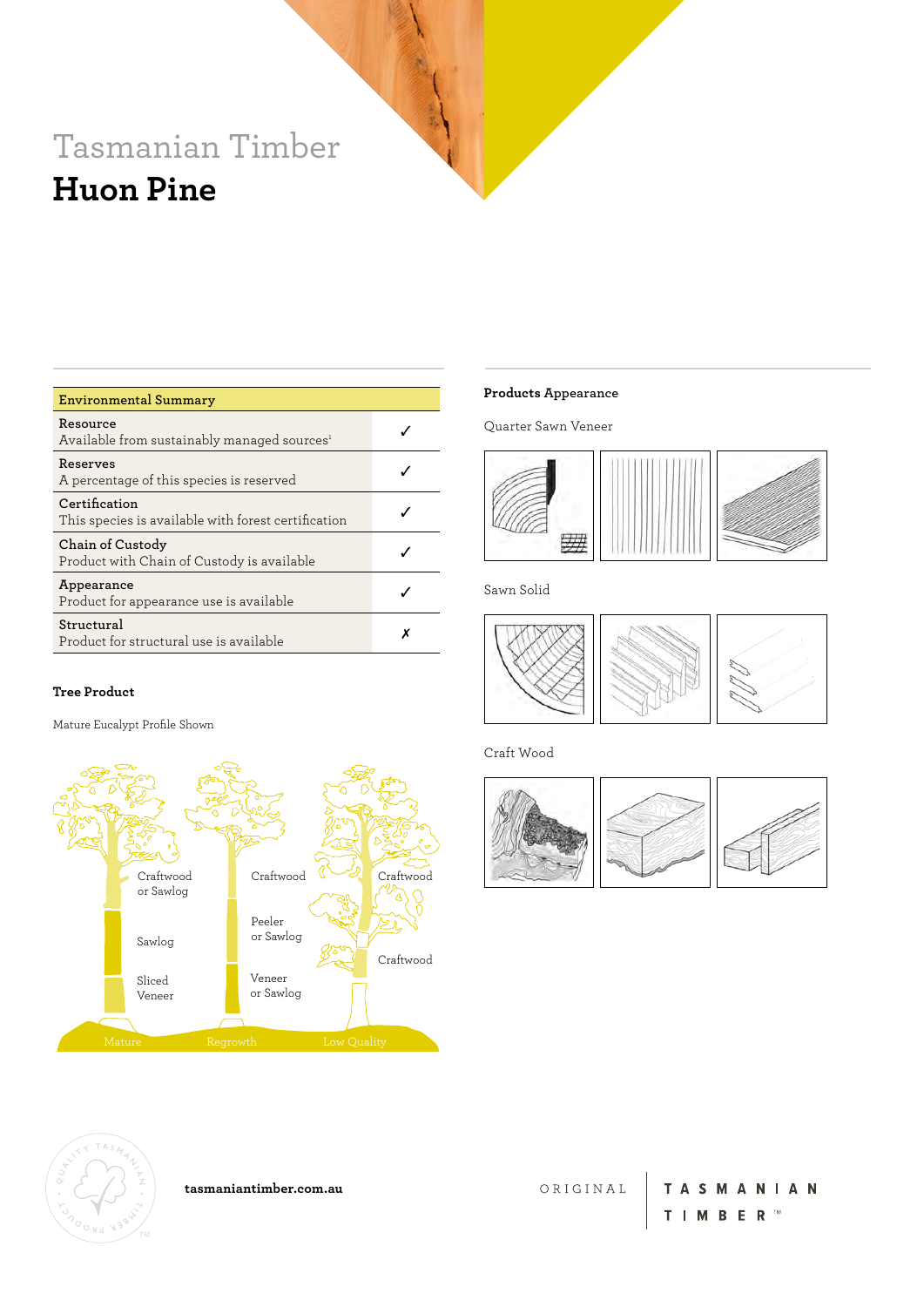Tasmanian Timber

# Huon Pine

| Environmental Summary | |
|---|---|
| **Resource**<br>Available from sustainably managed sources[1] | ✓ |
| **Reserves**<br>A percentage of this species is reserved | ✓ |
| **Certification**<br>This species is available with forest certification | ✓ |
| **Chain of Custody**<br>Product with Chain of Custody is available | ✓ |
| **Appearance**<br>Product for appearance use is available | ✓ |
| **Structural**<br>Product for structural use is available | ✗ |

**Tree Product**

Mature Eucalypt Profile Shown

Mature: Craftwood or Sawlog; Sawlog; Sliced Veneer

Regrowth: Craftwood; Peeler or Sawlog; Veneer or Sawlog

Low Quality: Craftwood; Craftwood

**Products Appearance**

Quarter Sawn Veneer

Sawn Solid

Craft Wood

**tasmaniantimber.com.au**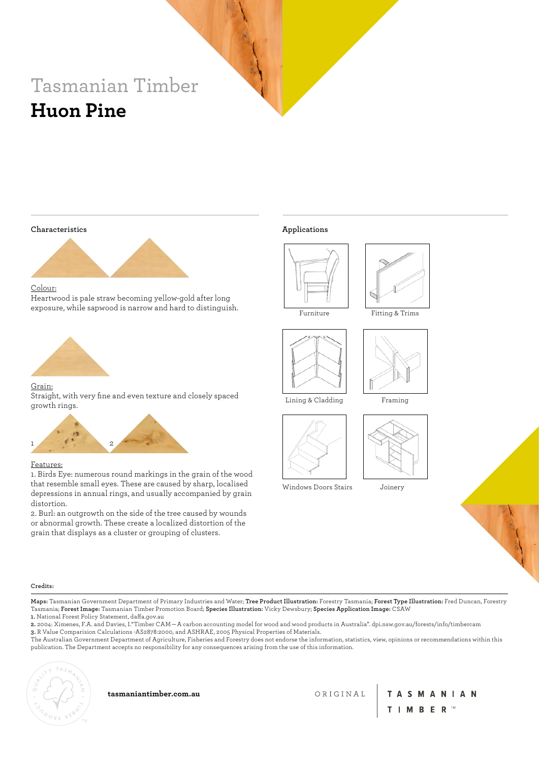# Tasmanian Timber
## Huon Pine

### Characteristics

Colour:
Heartwood is pale straw becoming yellow-gold after long exposure, while sapwood is narrow and hard to distinguish.

Grain:
Straight, with very fine and even texture and closely spaced growth rings.

1 2

Features:
1. Birds Eye: numerous round markings in the grain of the wood that resemble small eyes. These are caused by sharp, localised depressions in annual rings, and usually accompanied by grain distortion.
2. Burl: an outgrowth on the side of the tree caused by wounds or abnormal growth. These create a localized distortion of the grain that displays as a cluster or grouping of clusters.

### Applications

Furniture

Fitting & Trims

Lining & Cladding

Framing

Windows Doors Stairs

Joinery

**Credits:**

**Maps:** Tasmanian Government Department of Primary Industries and Water; **Tree Product Illustration:** Forestry Tasmania; **Forest Type Illustration:** Fred Duncan, Forestry Tasmania; **Forest Image:** Tasmanian Timber Promotion Board; **Species Illustration:** Vicky Dewsbury; **Species Application Image:** CSAW

**1.** National Forest Policy Statement, daffa.gov.au

**2.** 2004: Ximenes, F.A. and Davies, I."Timber CAM—A carbon accounting model for wood and wood products in Australia". dpi.nsw.gov.au/forests/info/timbercam

**3.** R Value Comparision Calculations -AS2878:2000, and ASHRAE, 2005 Physical Properties of Materials.

The Australian Government Department of Agriculture, Fisheries and Forestry does not endorse the information, statistics, view, opinions or recommendations within this publication. The Department accepts no responsibility for any consequences arising from the use of this information.

**tasmaniantimber.com.au**

ORIGINAL TASMANIAN TIMBER™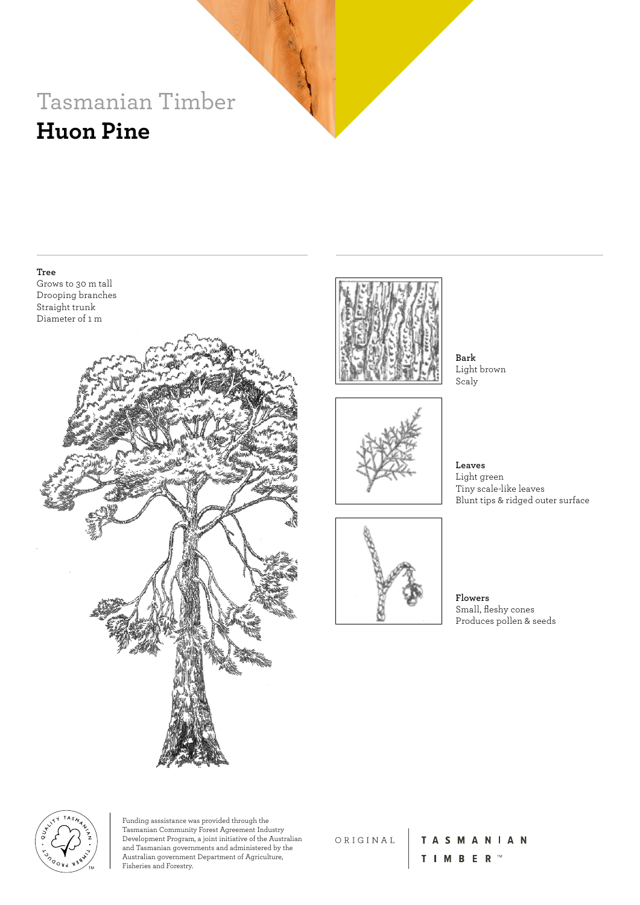Tasmanian Timber

# Huon Pine

**Tree**
Grows to 30 m tall
Drooping branches
Straight trunk
Diameter of 1 m

**Bark**
Light brown
Scaly

**Leaves**
Light green
Tiny scale-like leaves
Blunt tips & ridged outer surface

**Flowers**
Small, fleshy cones
Produces pollen & seeds

Funding asssistance was provided through the Tasmanian Community Forest Agreement Industry Development Program, a joint initiative of the Australian and Tasmanian governments and administered by the Australian government Department of Agriculture, Fisheries and Forestry.

ORIGINAL TASMANIAN TIMBER™